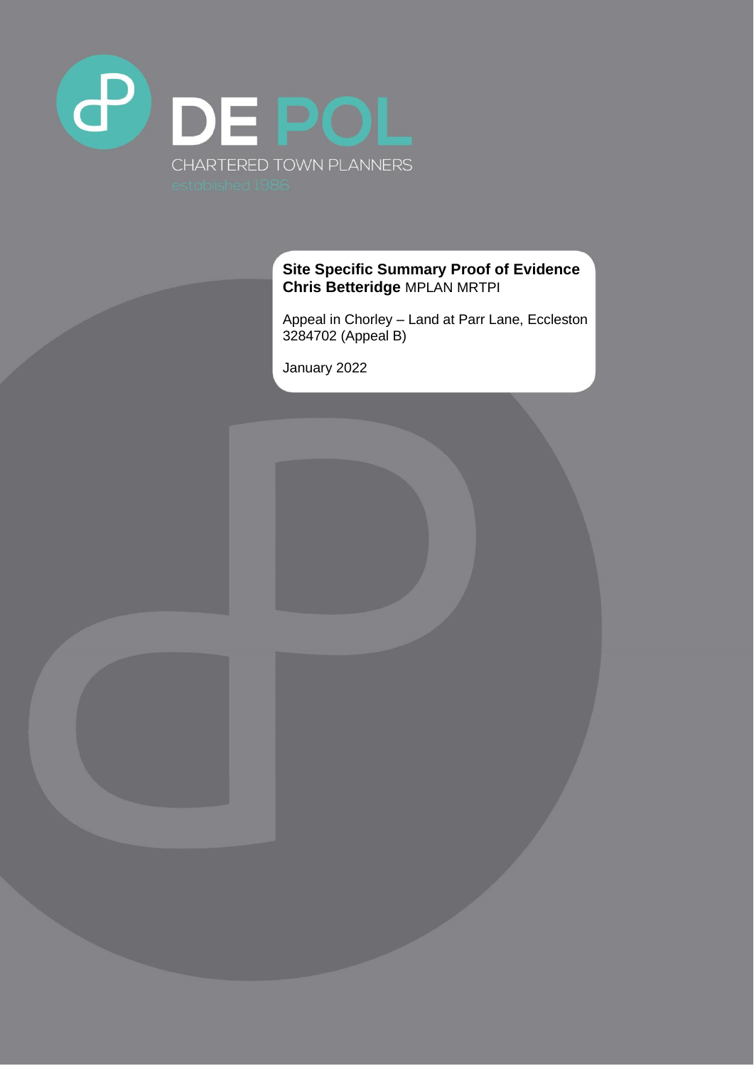DE POL

CHARTERED TOWN PLANNERS

established 1986

**Site Specific Summary Proof of Evidence**
**Chris Betteridge** MPLAN MRTPI

Appeal in Chorley – Land at Parr Lane, Eccleston
3284702 (Appeal B)

January 2022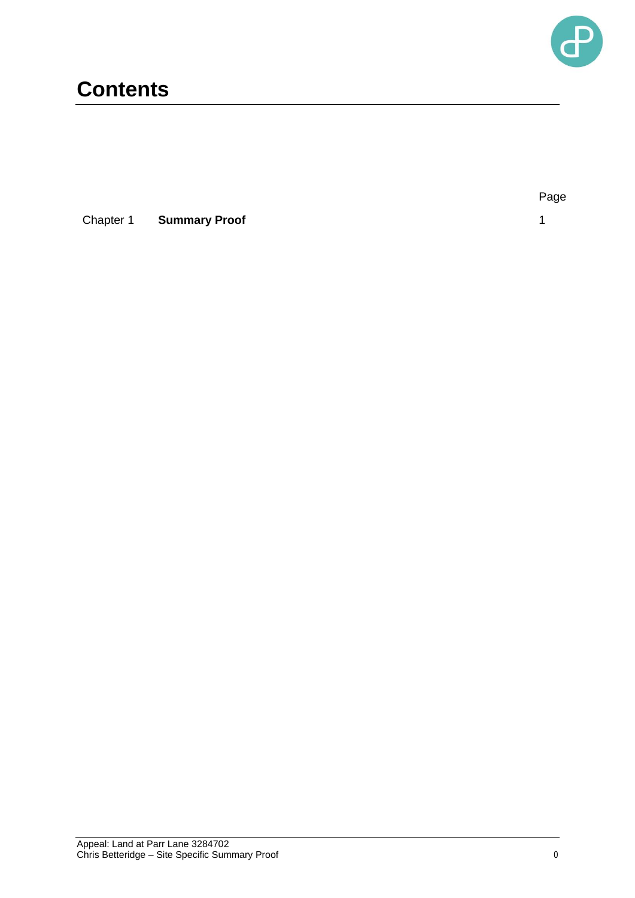# Contents

| | | Page |
|---|---|---|
| Chapter 1 | **Summary Proof** | 1 |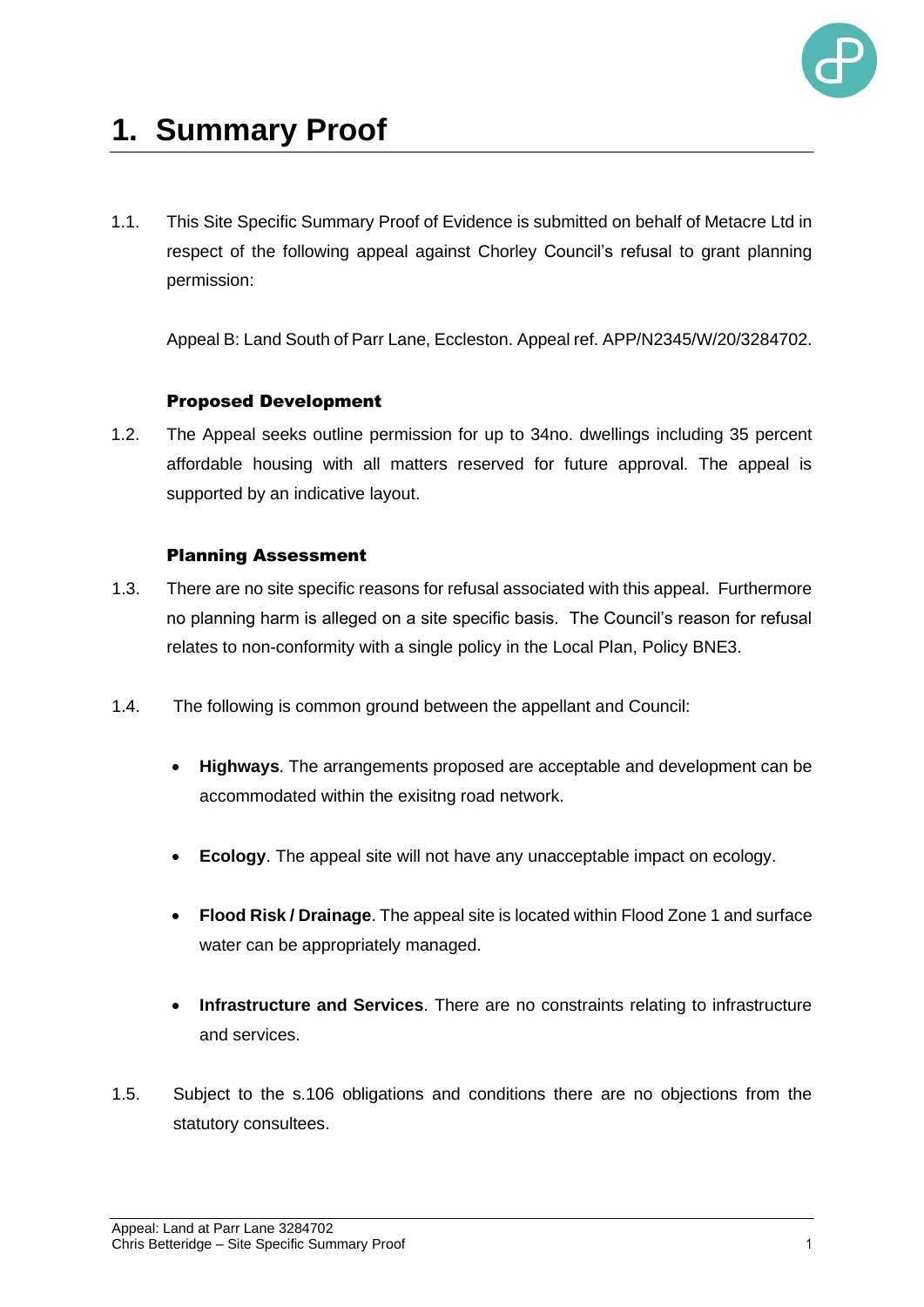# 1. Summary Proof

1.1. This Site Specific Summary Proof of Evidence is submitted on behalf of Metacre Ltd in respect of the following appeal against Chorley Council's refusal to grant planning permission:

Appeal B: Land South of Parr Lane, Eccleston. Appeal ref. APP/N2345/W/20/3284702.

### Proposed Development

1.2. The Appeal seeks outline permission for up to 34no. dwellings including 35 percent affordable housing with all matters reserved for future approval. The appeal is supported by an indicative layout.

### Planning Assessment

1.3. There are no site specific reasons for refusal associated with this appeal. Furthermore no planning harm is alleged on a site specific basis. The Council's reason for refusal relates to non-conformity with a single policy in the Local Plan, Policy BNE3.

1.4. The following is common ground between the appellant and Council:

- **Highways**. The arrangements proposed are acceptable and development can be accommodated within the exisitng road network.
- **Ecology**. The appeal site will not have any unacceptable impact on ecology.
- **Flood Risk / Drainage**. The appeal site is located within Flood Zone 1 and surface water can be appropriately managed.
- **Infrastructure and Services**. There are no constraints relating to infrastructure and services.

1.5. Subject to the s.106 obligations and conditions there are no objections from the statutory consultees.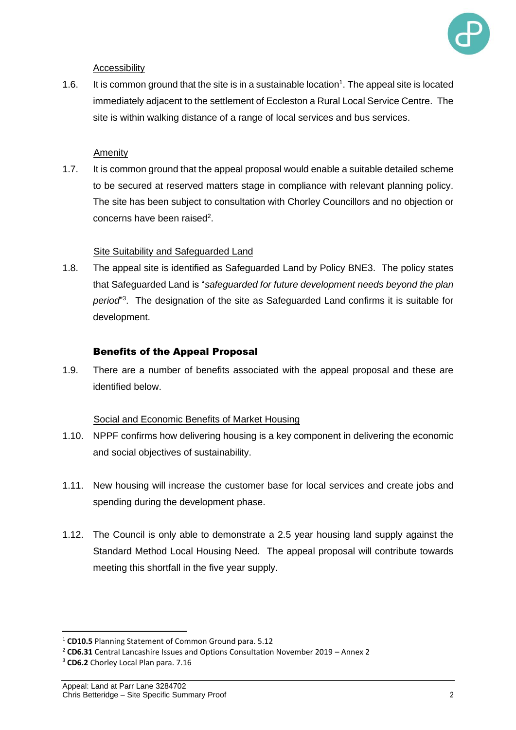Accessibility

1.6. It is common ground that the site is in a sustainable location[1]. The appeal site is located immediately adjacent to the settlement of Eccleston a Rural Local Service Centre. The site is within walking distance of a range of local services and bus services.

Amenity

1.7. It is common ground that the appeal proposal would enable a suitable detailed scheme to be secured at reserved matters stage in compliance with relevant planning policy. The site has been subject to consultation with Chorley Councillors and no objection or concerns have been raised[2].

Site Suitability and Safeguarded Land

1.8. The appeal site is identified as Safeguarded Land by Policy BNE3. The policy states that Safeguarded Land is "*safeguarded for future development needs beyond the plan period*"[3]. The designation of the site as Safeguarded Land confirms it is suitable for development.

## Benefits of the Appeal Proposal

1.9. There are a number of benefits associated with the appeal proposal and these are identified below.

Social and Economic Benefits of Market Housing

1.10. NPPF confirms how delivering housing is a key component in delivering the economic and social objectives of sustainability.

1.11. New housing will increase the customer base for local services and create jobs and spending during the development phase.

1.12. The Council is only able to demonstrate a 2.5 year housing land supply against the Standard Method Local Housing Need. The appeal proposal will contribute towards meeting this shortfall in the five year supply.

---

[1] **CD10.5** Planning Statement of Common Ground para. 5.12

[2] **CD6.31** Central Lancashire Issues and Options Consultation November 2019 – Annex 2

[3] **CD6.2** Chorley Local Plan para. 7.16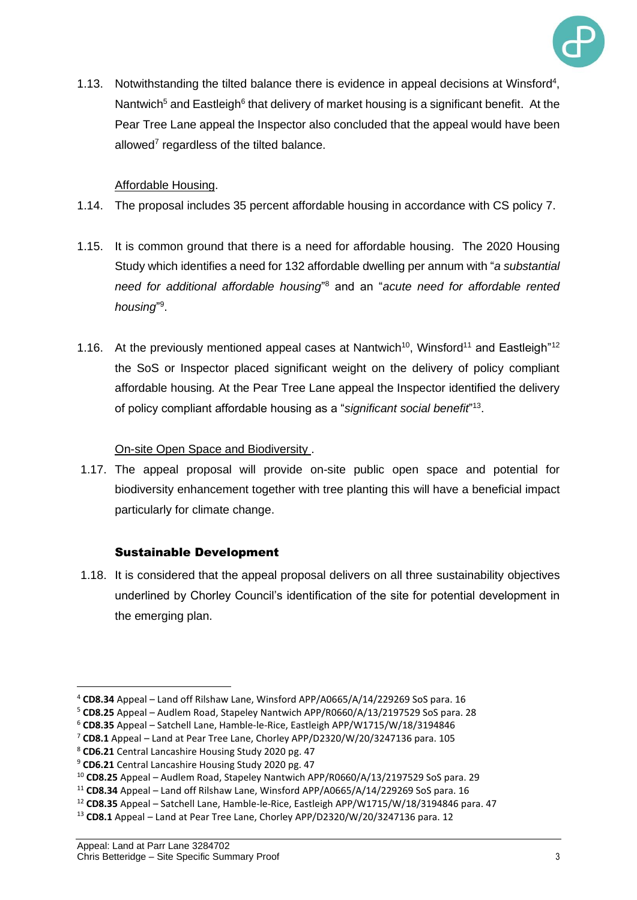1.13. Notwithstanding the tilted balance there is evidence in appeal decisions at Winsford[4], Nantwich[5] and Eastleigh[6] that delivery of market housing is a significant benefit. At the Pear Tree Lane appeal the Inspector also concluded that the appeal would have been allowed[7] regardless of the tilted balance.

<u>Affordable Housing</u>.

1.14. The proposal includes 35 percent affordable housing in accordance with CS policy 7.

1.15. It is common ground that there is a need for affordable housing. The 2020 Housing Study which identifies a need for 132 affordable dwelling per annum with "*a substantial need for additional affordable housing*"[8] and an "*acute need for affordable rented housing*"[9].

1.16. At the previously mentioned appeal cases at Nantwich[10], Winsford[11] and Eastleigh"[12] the SoS or Inspector placed significant weight on the delivery of policy compliant affordable housing. At the Pear Tree Lane appeal the Inspector identified the delivery of policy compliant affordable housing as a "*significant social benefit*"[13].

<u>On-site Open Space and Biodiversity</u> .

1.17. The appeal proposal will provide on-site public open space and potential for biodiversity enhancement together with tree planting this will have a beneficial impact particularly for climate change.

### Sustainable Development

1.18. It is considered that the appeal proposal delivers on all three sustainability objectives underlined by Chorley Council's identification of the site for potential development in the emerging plan.

---

[4] **CD8.34** Appeal – Land off Rilshaw Lane, Winsford APP/A0665/A/14/229269 SoS para. 16
[5] **CD8.25** Appeal – Audlem Road, Stapeley Nantwich APP/R0660/A/13/2197529 SoS para. 28
[6] **CD8.35** Appeal – Satchell Lane, Hamble-le-Rice, Eastleigh APP/W1715/W/18/3194846
[7] **CD8.1** Appeal – Land at Pear Tree Lane, Chorley APP/D2320/W/20/3247136 para. 105
[8] **CD6.21** Central Lancashire Housing Study 2020 pg. 47
[9] **CD6.21** Central Lancashire Housing Study 2020 pg. 47
[10] **CD8.25** Appeal – Audlem Road, Stapeley Nantwich APP/R0660/A/13/2197529 SoS para. 29
[11] **CD8.34** Appeal – Land off Rilshaw Lane, Winsford APP/A0665/A/14/229269 SoS para. 16
[12] **CD8.35** Appeal – Satchell Lane, Hamble-le-Rice, Eastleigh APP/W1715/W/18/3194846 para. 47
[13] **CD8.1** Appeal – Land at Pear Tree Lane, Chorley APP/D2320/W/20/3247136 para. 12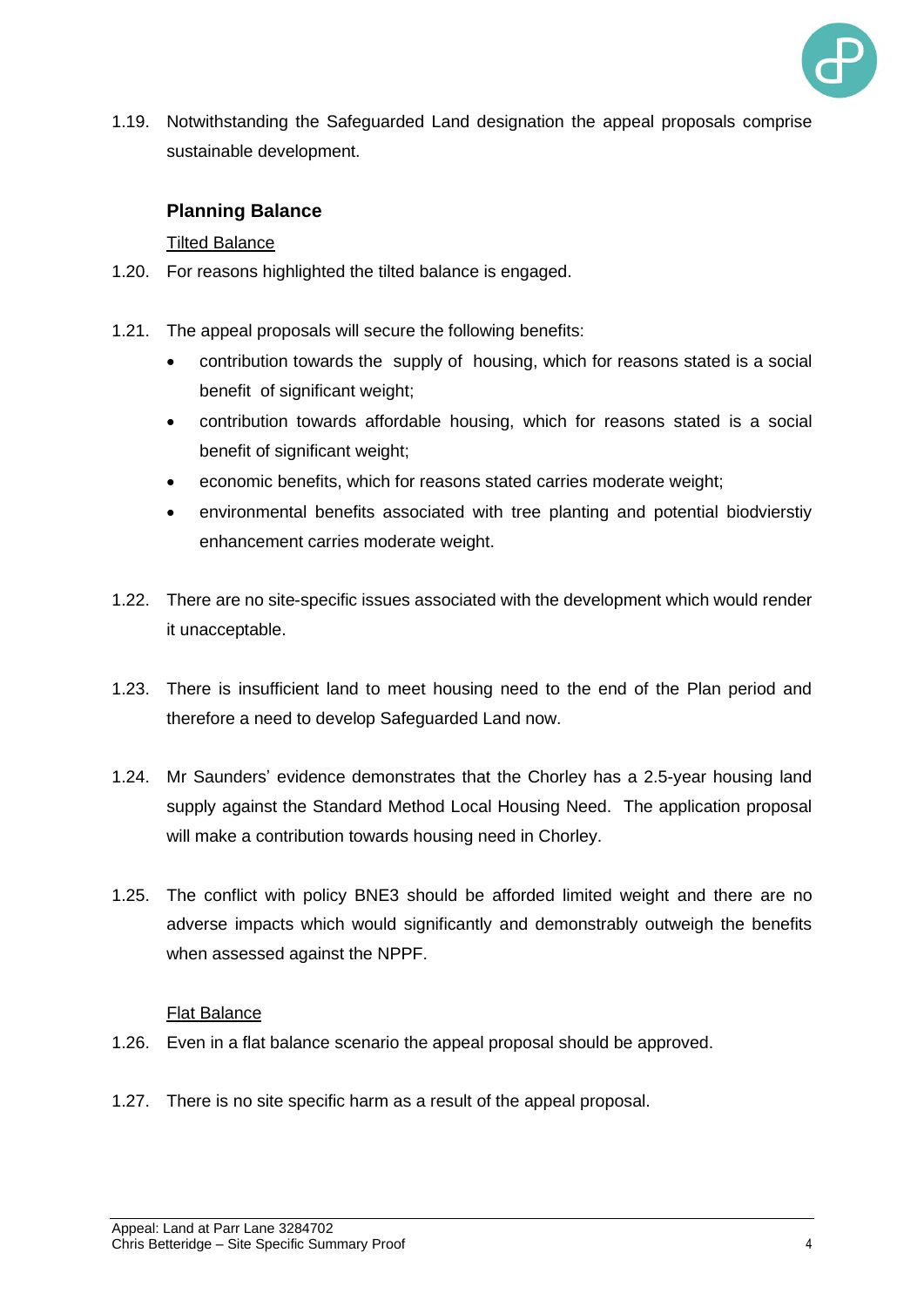1.19. Notwithstanding the Safeguarded Land designation the appeal proposals comprise sustainable development.

## Planning Balance

Tilted Balance

1.20. For reasons highlighted the tilted balance is engaged.

1.21. The appeal proposals will secure the following benefits:

- contribution towards the supply of housing, which for reasons stated is a social benefit of significant weight;
- contribution towards affordable housing, which for reasons stated is a social benefit of significant weight;
- economic benefits, which for reasons stated carries moderate weight;
- environmental benefits associated with tree planting and potential biodvierstiy enhancement carries moderate weight.

1.22. There are no site-specific issues associated with the development which would render it unacceptable.

1.23. There is insufficient land to meet housing need to the end of the Plan period and therefore a need to develop Safeguarded Land now.

1.24. Mr Saunders' evidence demonstrates that the Chorley has a 2.5-year housing land supply against the Standard Method Local Housing Need. The application proposal will make a contribution towards housing need in Chorley.

1.25. The conflict with policy BNE3 should be afforded limited weight and there are no adverse impacts which would significantly and demonstrably outweigh the benefits when assessed against the NPPF.

Flat Balance

1.26. Even in a flat balance scenario the appeal proposal should be approved.

1.27. There is no site specific harm as a result of the appeal proposal.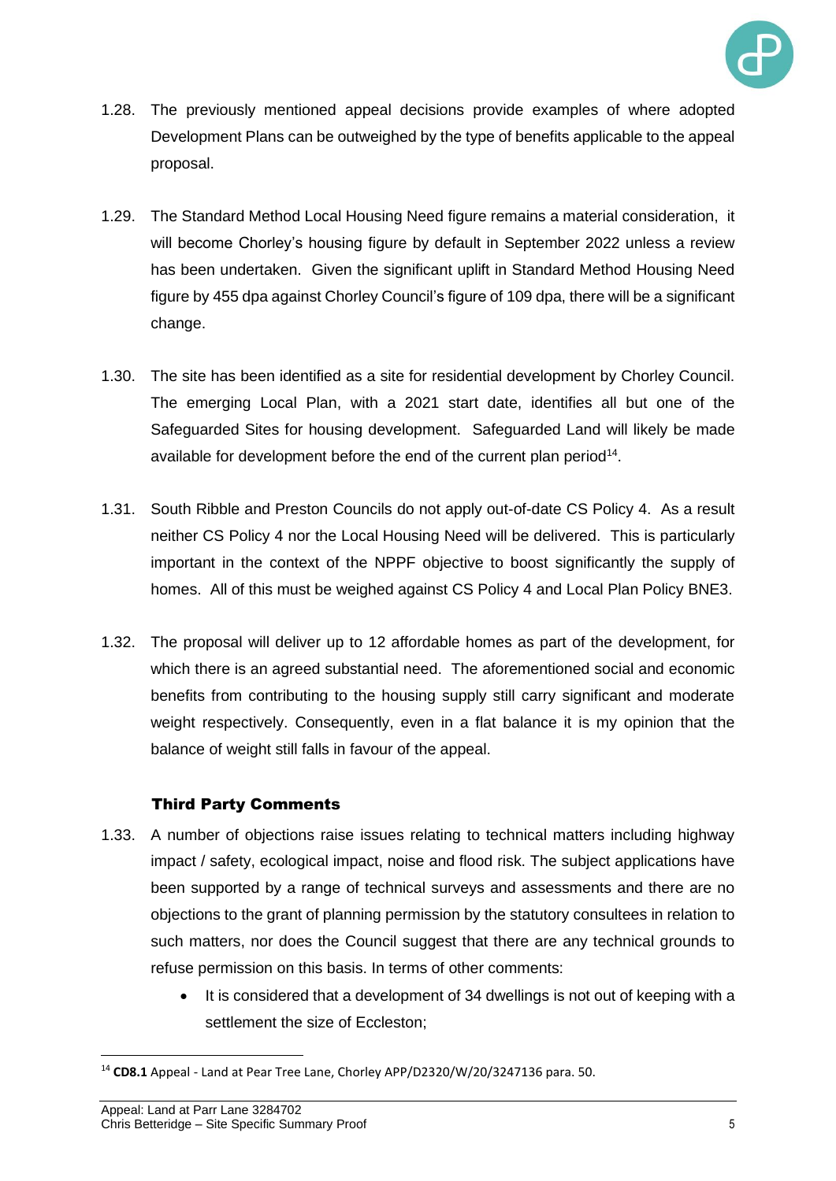1.28. The previously mentioned appeal decisions provide examples of where adopted Development Plans can be outweighed by the type of benefits applicable to the appeal proposal.

1.29. The Standard Method Local Housing Need figure remains a material consideration, it will become Chorley's housing figure by default in September 2022 unless a review has been undertaken. Given the significant uplift in Standard Method Housing Need figure by 455 dpa against Chorley Council's figure of 109 dpa, there will be a significant change.

1.30. The site has been identified as a site for residential development by Chorley Council. The emerging Local Plan, with a 2021 start date, identifies all but one of the Safeguarded Sites for housing development. Safeguarded Land will likely be made available for development before the end of the current plan period[14].

1.31. South Ribble and Preston Councils do not apply out-of-date CS Policy 4. As a result neither CS Policy 4 nor the Local Housing Need will be delivered. This is particularly important in the context of the NPPF objective to boost significantly the supply of homes. All of this must be weighed against CS Policy 4 and Local Plan Policy BNE3.

1.32. The proposal will deliver up to 12 affordable homes as part of the development, for which there is an agreed substantial need. The aforementioned social and economic benefits from contributing to the housing supply still carry significant and moderate weight respectively. Consequently, even in a flat balance it is my opinion that the balance of weight still falls in favour of the appeal.

### Third Party Comments

1.33. A number of objections raise issues relating to technical matters including highway impact / safety, ecological impact, noise and flood risk. The subject applications have been supported by a range of technical surveys and assessments and there are no objections to the grant of planning permission by the statutory consultees in relation to such matters, nor does the Council suggest that there are any technical grounds to refuse permission on this basis. In terms of other comments:

- It is considered that a development of 34 dwellings is not out of keeping with a settlement the size of Eccleston;

[14] **CD8.1** Appeal - Land at Pear Tree Lane, Chorley APP/D2320/W/20/3247136 para. 50.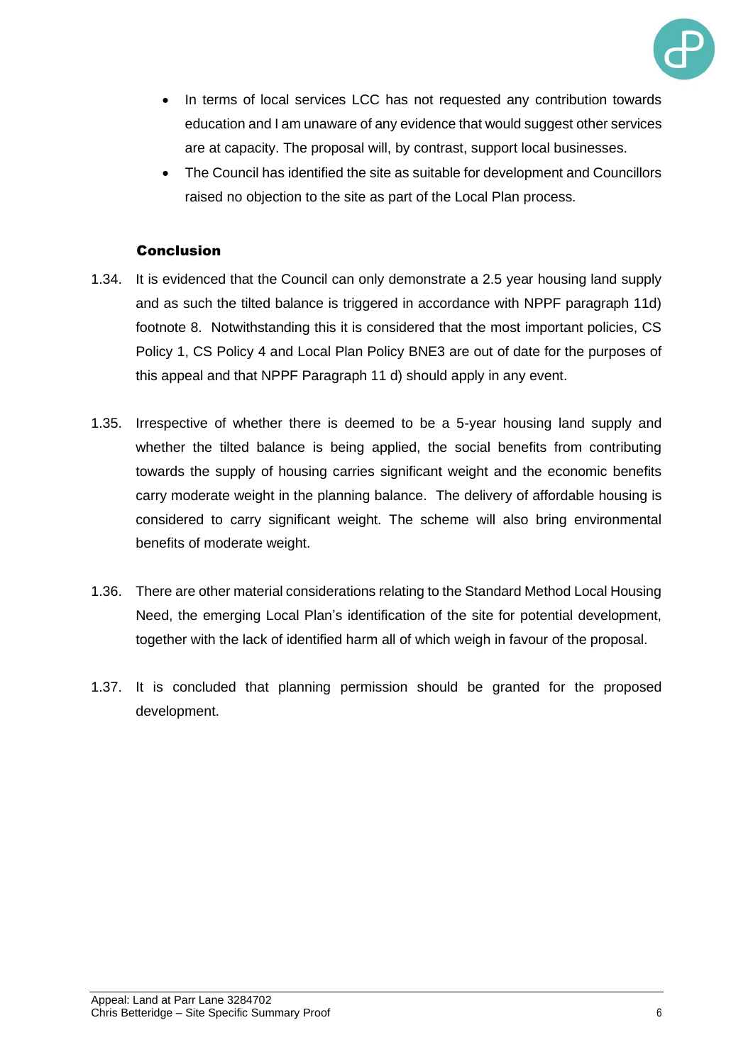- In terms of local services LCC has not requested any contribution towards education and I am unaware of any evidence that would suggest other services are at capacity. The proposal will, by contrast, support local businesses.
- The Council has identified the site as suitable for development and Councillors raised no objection to the site as part of the Local Plan process.

**Conclusion**

1.34. It is evidenced that the Council can only demonstrate a 2.5 year housing land supply and as such the tilted balance is triggered in accordance with NPPF paragraph 11d) footnote 8. Notwithstanding this it is considered that the most important policies, CS Policy 1, CS Policy 4 and Local Plan Policy BNE3 are out of date for the purposes of this appeal and that NPPF Paragraph 11 d) should apply in any event.

1.35. Irrespective of whether there is deemed to be a 5-year housing land supply and whether the tilted balance is being applied, the social benefits from contributing towards the supply of housing carries significant weight and the economic benefits carry moderate weight in the planning balance. The delivery of affordable housing is considered to carry significant weight. The scheme will also bring environmental benefits of moderate weight.

1.36. There are other material considerations relating to the Standard Method Local Housing Need, the emerging Local Plan's identification of the site for potential development, together with the lack of identified harm all of which weigh in favour of the proposal.

1.37. It is concluded that planning permission should be granted for the proposed development.